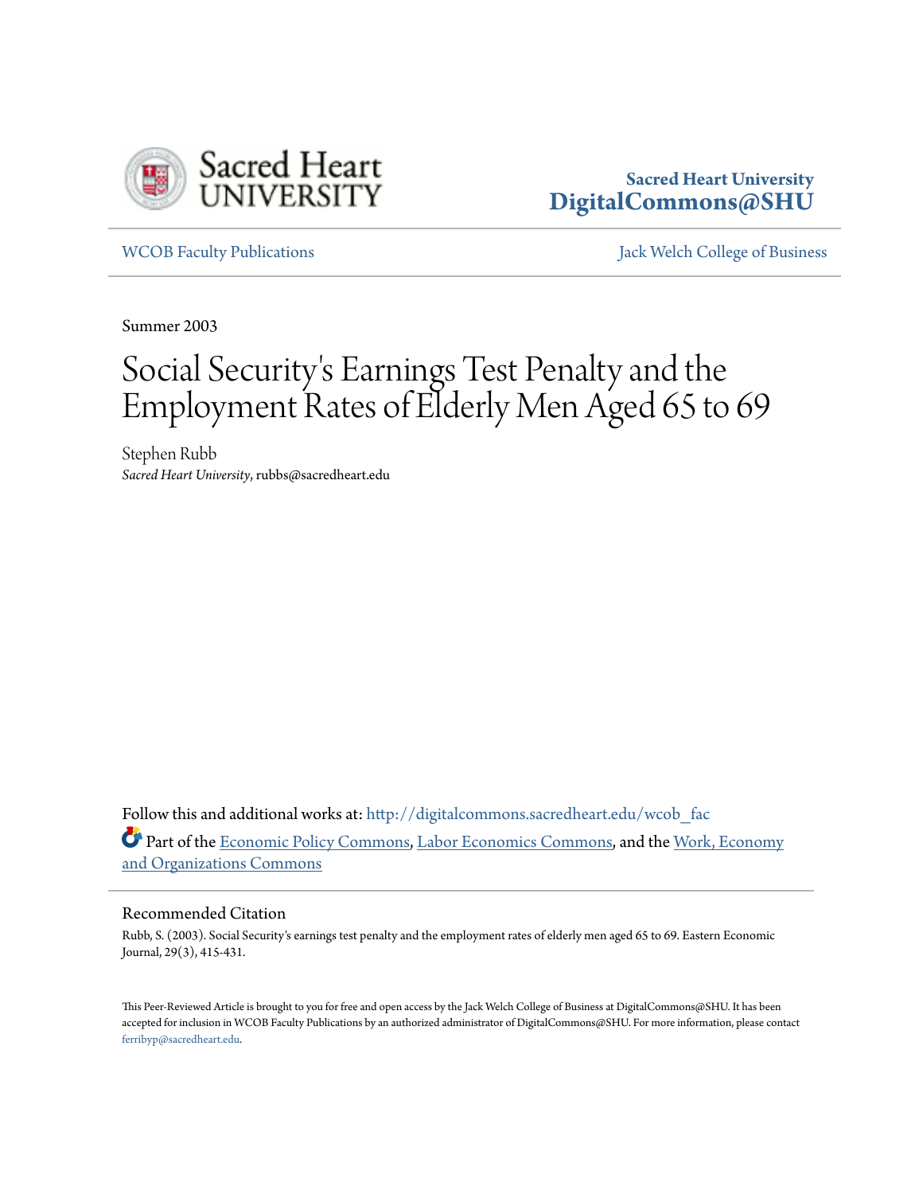Sacred Heart University
DigitalCommons@SHU

WCOB Faculty Publications | Jack Welch College of Business

Summer 2003

# Social Security's Earnings Test Penalty and the Employment Rates of Elderly Men Aged 65 to 69

Stephen Rubb
*Sacred Heart University*, rubbs@sacredheart.edu

Follow this and additional works at: http://digitalcommons.sacredheart.edu/wcob_fac

Part of the Economic Policy Commons, Labor Economics Commons, and the Work, Economy and Organizations Commons

## Recommended Citation

Rubb, S. (2003). Social Security's earnings test penalty and the employment rates of elderly men aged 65 to 69. Eastern Economic Journal, 29(3), 415-431.

This Peer-Reviewed Article is brought to you for free and open access by the Jack Welch College of Business at DigitalCommons@SHU. It has been accepted for inclusion in WCOB Faculty Publications by an authorized administrator of DigitalCommons@SHU. For more information, please contact ferribyp@sacredheart.edu.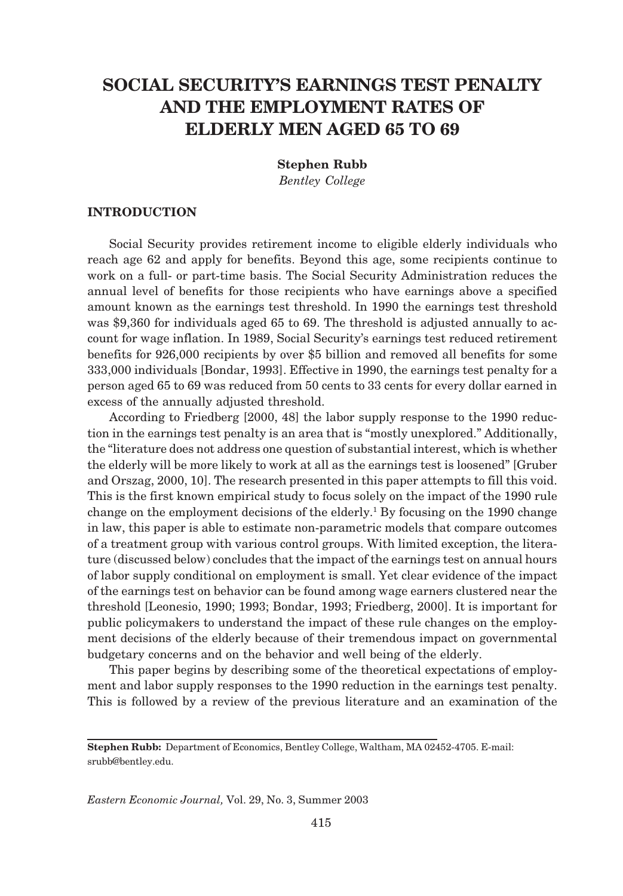# SOCIAL SECURITY'S EARNINGS TEST PENALTY AND THE EMPLOYMENT RATES OF ELDERLY MEN AGED 65 TO 69

**Stephen Rubb**
*Bentley College*

## INTRODUCTION

Social Security provides retirement income to eligible elderly individuals who reach age 62 and apply for benefits. Beyond this age, some recipients continue to work on a full- or part-time basis. The Social Security Administration reduces the annual level of benefits for those recipients who have earnings above a specified amount known as the earnings test threshold. In 1990 the earnings test threshold was $9,360 for individuals aged 65 to 69. The threshold is adjusted annually to account for wage inflation. In 1989, Social Security's earnings test reduced retirement benefits for 926,000 recipients by over $5 billion and removed all benefits for some 333,000 individuals [Bondar, 1993]. Effective in 1990, the earnings test penalty for a person aged 65 to 69 was reduced from 50 cents to 33 cents for every dollar earned in excess of the annually adjusted threshold.

According to Friedberg [2000, 48] the labor supply response to the 1990 reduction in the earnings test penalty is an area that is "mostly unexplored." Additionally, the "literature does not address one question of substantial interest, which is whether the elderly will be more likely to work at all as the earnings test is loosened" [Gruber and Orszag, 2000, 10]. The research presented in this paper attempts to fill this void. This is the first known empirical study to focus solely on the impact of the 1990 rule change on the employment decisions of the elderly.[1] By focusing on the 1990 change in law, this paper is able to estimate non-parametric models that compare outcomes of a treatment group with various control groups. With limited exception, the literature (discussed below) concludes that the impact of the earnings test on annual hours of labor supply conditional on employment is small. Yet clear evidence of the impact of the earnings test on behavior can be found among wage earners clustered near the threshold [Leonesio, 1990; 1993; Bondar, 1993; Friedberg, 2000]. It is important for public policymakers to understand the impact of these rule changes on the employment decisions of the elderly because of their tremendous impact on governmental budgetary concerns and on the behavior and well being of the elderly.

This paper begins by describing some of the theoretical expectations of employment and labor supply responses to the 1990 reduction in the earnings test penalty. This is followed by a review of the previous literature and an examination of the

---

**Stephen Rubb:** Department of Economics, Bentley College, Waltham, MA 02452-4705. E-mail: srubb@bentley.edu.

*Eastern Economic Journal,* Vol. 29, No. 3, Summer 2003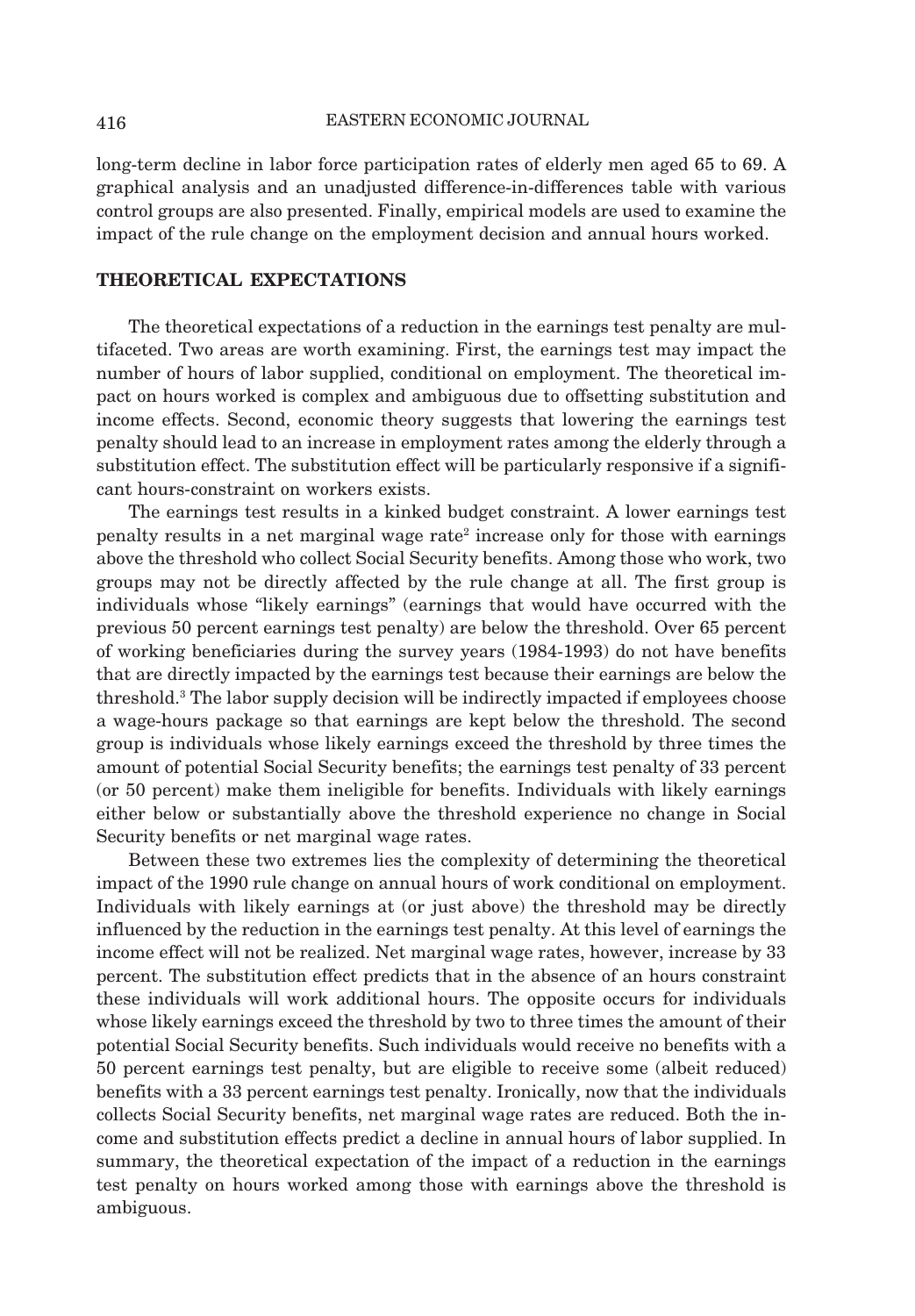long-term decline in labor force participation rates of elderly men aged 65 to 69. A graphical analysis and an unadjusted difference-in-differences table with various control groups are also presented. Finally, empirical models are used to examine the impact of the rule change on the employment decision and annual hours worked.

## THEORETICAL EXPECTATIONS

The theoretical expectations of a reduction in the earnings test penalty are multifaceted. Two areas are worth examining. First, the earnings test may impact the number of hours of labor supplied, conditional on employment. The theoretical impact on hours worked is complex and ambiguous due to offsetting substitution and income effects. Second, economic theory suggests that lowering the earnings test penalty should lead to an increase in employment rates among the elderly through a substitution effect. The substitution effect will be particularly responsive if a significant hours-constraint on workers exists.

The earnings test results in a kinked budget constraint. A lower earnings test penalty results in a net marginal wage rate[2] increase only for those with earnings above the threshold who collect Social Security benefits. Among those who work, two groups may not be directly affected by the rule change at all. The first group is individuals whose "likely earnings" (earnings that would have occurred with the previous 50 percent earnings test penalty) are below the threshold. Over 65 percent of working beneficiaries during the survey years (1984-1993) do not have benefits that are directly impacted by the earnings test because their earnings are below the threshold.[3] The labor supply decision will be indirectly impacted if employees choose a wage-hours package so that earnings are kept below the threshold. The second group is individuals whose likely earnings exceed the threshold by three times the amount of potential Social Security benefits; the earnings test penalty of 33 percent (or 50 percent) make them ineligible for benefits. Individuals with likely earnings either below or substantially above the threshold experience no change in Social Security benefits or net marginal wage rates.

Between these two extremes lies the complexity of determining the theoretical impact of the 1990 rule change on annual hours of work conditional on employment. Individuals with likely earnings at (or just above) the threshold may be directly influenced by the reduction in the earnings test penalty. At this level of earnings the income effect will not be realized. Net marginal wage rates, however, increase by 33 percent. The substitution effect predicts that in the absence of an hours constraint these individuals will work additional hours. The opposite occurs for individuals whose likely earnings exceed the threshold by two to three times the amount of their potential Social Security benefits. Such individuals would receive no benefits with a 50 percent earnings test penalty, but are eligible to receive some (albeit reduced) benefits with a 33 percent earnings test penalty. Ironically, now that the individuals collects Social Security benefits, net marginal wage rates are reduced. Both the income and substitution effects predict a decline in annual hours of labor supplied. In summary, the theoretical expectation of the impact of a reduction in the earnings test penalty on hours worked among those with earnings above the threshold is ambiguous.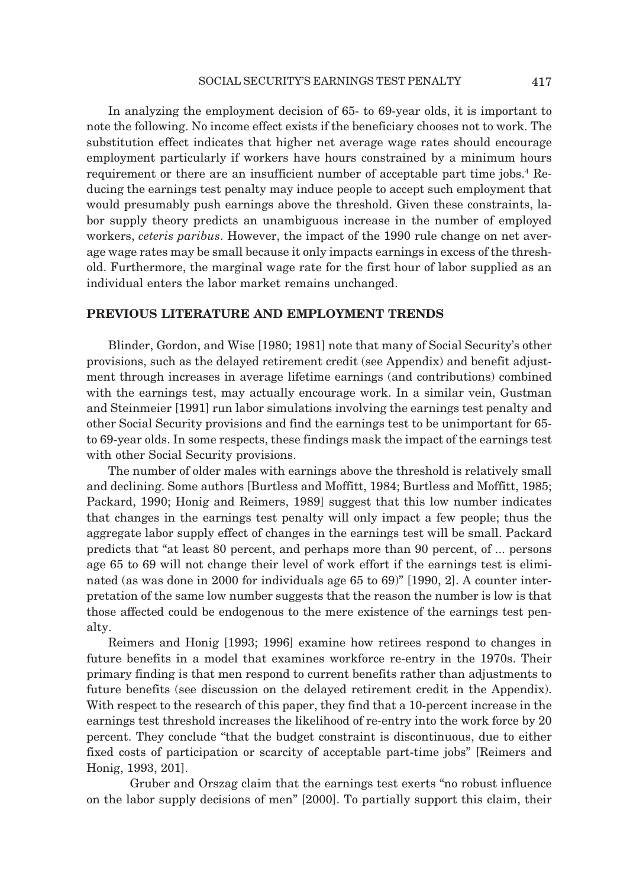In analyzing the employment decision of 65- to 69-year olds, it is important to note the following. No income effect exists if the beneficiary chooses not to work. The substitution effect indicates that higher net average wage rates should encourage employment particularly if workers have hours constrained by a minimum hours requirement or there are an insufficient number of acceptable part time jobs.[4] Reducing the earnings test penalty may induce people to accept such employment that would presumably push earnings above the threshold. Given these constraints, labor supply theory predicts an unambiguous increase in the number of employed workers, *ceteris paribus*. However, the impact of the 1990 rule change on net average wage rates may be small because it only impacts earnings in excess of the threshold. Furthermore, the marginal wage rate for the first hour of labor supplied as an individual enters the labor market remains unchanged.

## PREVIOUS LITERATURE AND EMPLOYMENT TRENDS

Blinder, Gordon, and Wise [1980; 1981] note that many of Social Security's other provisions, such as the delayed retirement credit (see Appendix) and benefit adjustment through increases in average lifetime earnings (and contributions) combined with the earnings test, may actually encourage work. In a similar vein, Gustman and Steinmeier [1991] run labor simulations involving the earnings test penalty and other Social Security provisions and find the earnings test to be unimportant for 65- to 69-year olds. In some respects, these findings mask the impact of the earnings test with other Social Security provisions.

The number of older males with earnings above the threshold is relatively small and declining. Some authors [Burtless and Moffitt, 1984; Burtless and Moffitt, 1985; Packard, 1990; Honig and Reimers, 1989] suggest that this low number indicates that changes in the earnings test penalty will only impact a few people; thus the aggregate labor supply effect of changes in the earnings test will be small. Packard predicts that "at least 80 percent, and perhaps more than 90 percent, of ... persons age 65 to 69 will not change their level of work effort if the earnings test is eliminated (as was done in 2000 for individuals age 65 to 69)" [1990, 2]. A counter interpretation of the same low number suggests that the reason the number is low is that those affected could be endogenous to the mere existence of the earnings test penalty.

Reimers and Honig [1993; 1996] examine how retirees respond to changes in future benefits in a model that examines workforce re-entry in the 1970s. Their primary finding is that men respond to current benefits rather than adjustments to future benefits (see discussion on the delayed retirement credit in the Appendix). With respect to the research of this paper, they find that a 10-percent increase in the earnings test threshold increases the likelihood of re-entry into the work force by 20 percent. They conclude "that the budget constraint is discontinuous, due to either fixed costs of participation or scarcity of acceptable part-time jobs" [Reimers and Honig, 1993, 201].

Gruber and Orszag claim that the earnings test exerts "no robust influence on the labor supply decisions of men" [2000]. To partially support this claim, their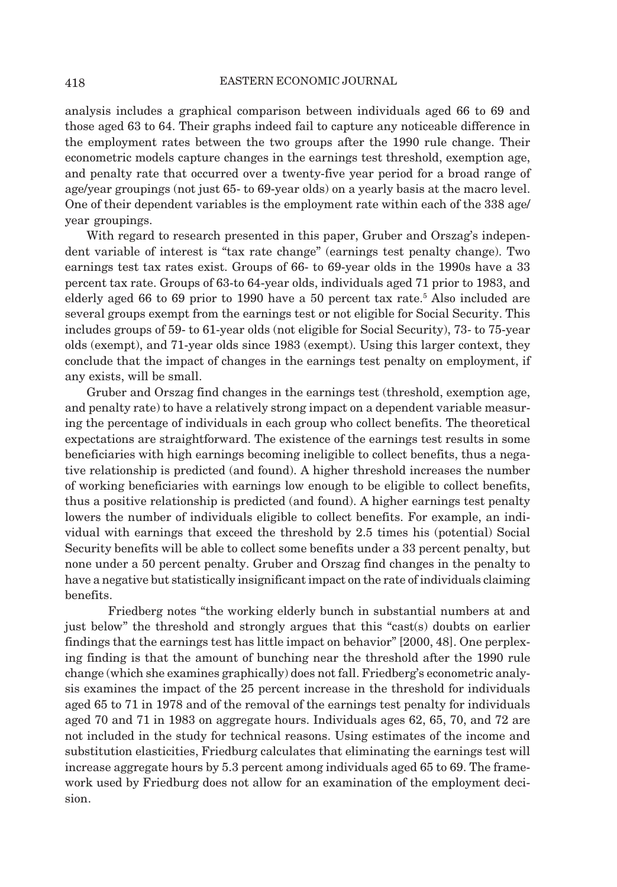analysis includes a graphical comparison between individuals aged 66 to 69 and those aged 63 to 64. Their graphs indeed fail to capture any noticeable difference in the employment rates between the two groups after the 1990 rule change. Their econometric models capture changes in the earnings test threshold, exemption age, and penalty rate that occurred over a twenty-five year period for a broad range of age/year groupings (not just 65- to 69-year olds) on a yearly basis at the macro level. One of their dependent variables is the employment rate within each of the 338 age/year groupings.

With regard to research presented in this paper, Gruber and Orszag's independent variable of interest is "tax rate change" (earnings test penalty change). Two earnings test tax rates exist. Groups of 66- to 69-year olds in the 1990s have a 33 percent tax rate. Groups of 63-to 64-year olds, individuals aged 71 prior to 1983, and elderly aged 66 to 69 prior to 1990 have a 50 percent tax rate.[5] Also included are several groups exempt from the earnings test or not eligible for Social Security. This includes groups of 59- to 61-year olds (not eligible for Social Security), 73- to 75-year olds (exempt), and 71-year olds since 1983 (exempt). Using this larger context, they conclude that the impact of changes in the earnings test penalty on employment, if any exists, will be small.

Gruber and Orszag find changes in the earnings test (threshold, exemption age, and penalty rate) to have a relatively strong impact on a dependent variable measuring the percentage of individuals in each group who collect benefits. The theoretical expectations are straightforward. The existence of the earnings test results in some beneficiaries with high earnings becoming ineligible to collect benefits, thus a negative relationship is predicted (and found). A higher threshold increases the number of working beneficiaries with earnings low enough to be eligible to collect benefits, thus a positive relationship is predicted (and found). A higher earnings test penalty lowers the number of individuals eligible to collect benefits. For example, an individual with earnings that exceed the threshold by 2.5 times his (potential) Social Security benefits will be able to collect some benefits under a 33 percent penalty, but none under a 50 percent penalty. Gruber and Orszag find changes in the penalty to have a negative but statistically insignificant impact on the rate of individuals claiming benefits.

Friedberg notes "the working elderly bunch in substantial numbers at and just below" the threshold and strongly argues that this "cast(s) doubts on earlier findings that the earnings test has little impact on behavior" [2000, 48]. One perplexing finding is that the amount of bunching near the threshold after the 1990 rule change (which she examines graphically) does not fall. Friedberg's econometric analysis examines the impact of the 25 percent increase in the threshold for individuals aged 65 to 71 in 1978 and of the removal of the earnings test penalty for individuals aged 70 and 71 in 1983 on aggregate hours. Individuals ages 62, 65, 70, and 72 are not included in the study for technical reasons. Using estimates of the income and substitution elasticities, Friedburg calculates that eliminating the earnings test will increase aggregate hours by 5.3 percent among individuals aged 65 to 69. The framework used by Friedburg does not allow for an examination of the employment decision.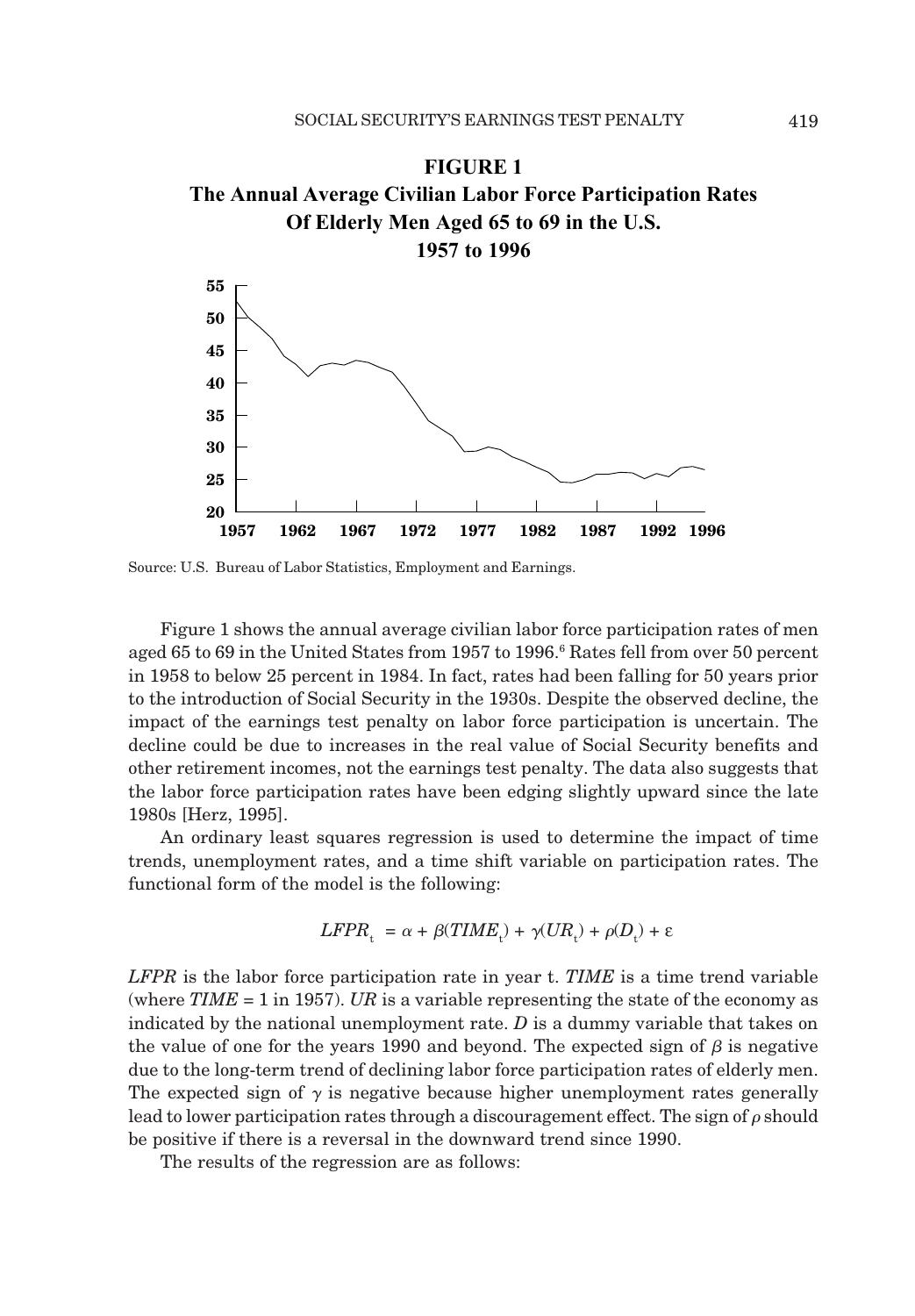**FIGURE 1**

**The Annual Average Civilian Labor Force Participation Rates Of Elderly Men Aged 65 to 69 in the U.S. 1957 to 1996**

Source: U.S. Bureau of Labor Statistics, Employment and Earnings.

Figure 1 shows the annual average civilian labor force participation rates of men aged 65 to 69 in the United States from 1957 to 1996.[6] Rates fell from over 50 percent in 1958 to below 25 percent in 1984. In fact, rates had been falling for 50 years prior to the introduction of Social Security in the 1930s. Despite the observed decline, the impact of the earnings test penalty on labor force participation is uncertain. The decline could be due to increases in the real value of Social Security benefits and other retirement incomes, not the earnings test penalty. The data also suggests that the labor force participation rates have been edging slightly upward since the late 1980s [Herz, 1995].

An ordinary least squares regression is used to determine the impact of time trends, unemployment rates, and a time shift variable on participation rates. The functional form of the model is the following:

$$LFPR_t = \alpha + \beta(TIME_t) + \gamma(UR_t) + \rho(D_t) + \varepsilon$$

*LFPR* is the labor force participation rate in year t. *TIME* is a time trend variable (where *TIME* = 1 in 1957). *UR* is a variable representing the state of the economy as indicated by the national unemployment rate. *D* is a dummy variable that takes on the value of one for the years 1990 and beyond. The expected sign of $\beta$ is negative due to the long-term trend of declining labor force participation rates of elderly men. The expected sign of $\gamma$ is negative because higher unemployment rates generally lead to lower participation rates through a discouragement effect. The sign of $\rho$ should be positive if there is a reversal in the downward trend since 1990.

The results of the regression are as follows: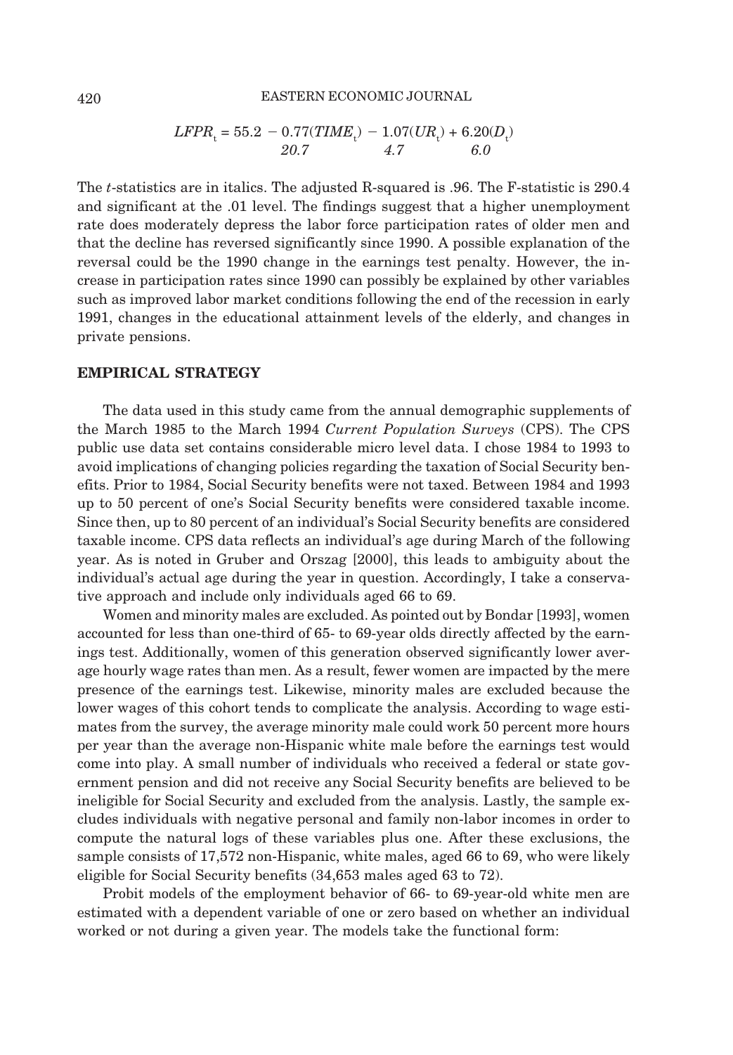$$LFPR_t = 55.2 - \underset{\textit{20.7}}{0.77}(TIME_t) - \underset{\textit{4.7}}{1.07}(UR_t) + \underset{\textit{6.0}}{6.20}(D_t)$$

The *t*-statistics are in italics. The adjusted R-squared is .96. The F-statistic is 290.4 and significant at the .01 level. The findings suggest that a higher unemployment rate does moderately depress the labor force participation rates of older men and that the decline has reversed significantly since 1990. A possible explanation of the reversal could be the 1990 change in the earnings test penalty. However, the increase in participation rates since 1990 can possibly be explained by other variables such as improved labor market conditions following the end of the recession in early 1991, changes in the educational attainment levels of the elderly, and changes in private pensions.

## EMPIRICAL STRATEGY

The data used in this study came from the annual demographic supplements of the March 1985 to the March 1994 *Current Population Surveys* (CPS). The CPS public use data set contains considerable micro level data. I chose 1984 to 1993 to avoid implications of changing policies regarding the taxation of Social Security benefits. Prior to 1984, Social Security benefits were not taxed. Between 1984 and 1993 up to 50 percent of one's Social Security benefits were considered taxable income. Since then, up to 80 percent of an individual's Social Security benefits are considered taxable income. CPS data reflects an individual's age during March of the following year. As is noted in Gruber and Orszag [2000], this leads to ambiguity about the individual's actual age during the year in question. Accordingly, I take a conservative approach and include only individuals aged 66 to 69.

Women and minority males are excluded. As pointed out by Bondar [1993], women accounted for less than one-third of 65- to 69-year olds directly affected by the earnings test. Additionally, women of this generation observed significantly lower average hourly wage rates than men. As a result, fewer women are impacted by the mere presence of the earnings test. Likewise, minority males are excluded because the lower wages of this cohort tends to complicate the analysis. According to wage estimates from the survey, the average minority male could work 50 percent more hours per year than the average non-Hispanic white male before the earnings test would come into play. A small number of individuals who received a federal or state government pension and did not receive any Social Security benefits are believed to be ineligible for Social Security and excluded from the analysis. Lastly, the sample excludes individuals with negative personal and family non-labor incomes in order to compute the natural logs of these variables plus one. After these exclusions, the sample consists of 17,572 non-Hispanic, white males, aged 66 to 69, who were likely eligible for Social Security benefits (34,653 males aged 63 to 72).

Probit models of the employment behavior of 66- to 69-year-old white men are estimated with a dependent variable of one or zero based on whether an individual worked or not during a given year. The models take the functional form: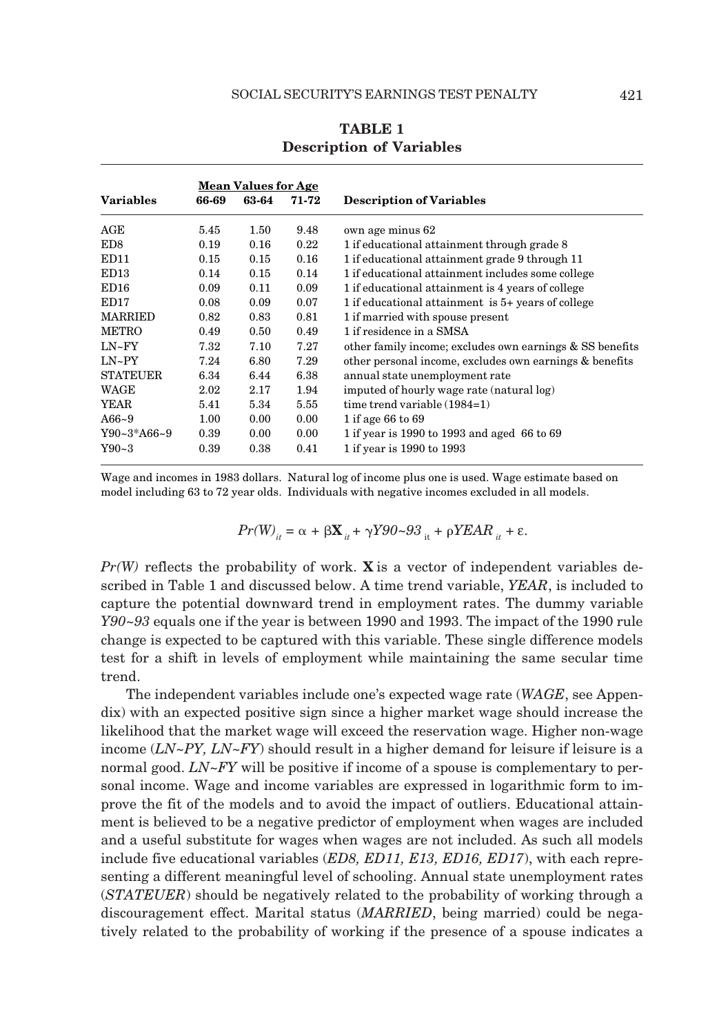**TABLE 1**
**Description of Variables**

| Variables | Mean Values for Age | | | Description of Variables |
|---|---|---|---|---|
| | 66-69 | 63-64 | 71-72 | |
| AGE | 5.45 | 1.50 | 9.48 | own age minus 62 |
| ED8 | 0.19 | 0.16 | 0.22 | 1 if educational attainment through grade 8 |
| ED11 | 0.15 | 0.15 | 0.16 | 1 if educational attainment grade 9 through 11 |
| ED13 | 0.14 | 0.15 | 0.14 | 1 if educational attainment includes some college |
| ED16 | 0.09 | 0.11 | 0.09 | 1 if educational attainment is 4 years of college |
| ED17 | 0.08 | 0.09 | 0.07 | 1 if educational attainment is 5+ years of college |
| MARRIED | 0.82 | 0.83 | 0.81 | 1 if married with spouse present |
| METRO | 0.49 | 0.50 | 0.49 | 1 if residence in a SMSA |
| LN~FY | 7.32 | 7.10 | 7.27 | other family income; excludes own earnings & SS benefits |
| LN~PY | 7.24 | 6.80 | 7.29 | other personal income, excludes own earnings & benefits |
| STATEUER | 6.34 | 6.44 | 6.38 | annual state unemployment rate |
| WAGE | 2.02 | 2.17 | 1.94 | imputed of hourly wage rate (natural log) |
| YEAR | 5.41 | 5.34 | 5.55 | time trend variable (1984=1) |
| A66~9 | 1.00 | 0.00 | 0.00 | 1 if age 66 to 69 |
| Y90~3*A66~9 | 0.39 | 0.00 | 0.00 | 1 if year is 1990 to 1993 and aged 66 to 69 |
| Y90~3 | 0.39 | 0.38 | 0.41 | 1 if year is 1990 to 1993 |

Wage and incomes in 1983 dollars. Natural log of income plus one is used. Wage estimate based on model including 63 to 72 year olds. Individuals with negative incomes excluded in all models.

$$Pr(W)_{it} = \alpha + \beta \mathbf{X}_{it} + \gamma Y90\text{~}93_{it} + \rho YEAR_{it} + \varepsilon.$$

*Pr(W)* reflects the probability of work. **X** is a vector of independent variables described in Table 1 and discussed below. A time trend variable, *YEAR*, is included to capture the potential downward trend in employment rates. The dummy variable *Y90~93* equals one if the year is between 1990 and 1993. The impact of the 1990 rule change is expected to be captured with this variable. These single difference models test for a shift in levels of employment while maintaining the same secular time trend.

The independent variables include one's expected wage rate (*WAGE*, see Appendix) with an expected positive sign since a higher market wage should increase the likelihood that the market wage will exceed the reservation wage. Higher non-wage income (*LN~PY, LN~FY*) should result in a higher demand for leisure if leisure is a normal good. *LN~FY* will be positive if income of a spouse is complementary to personal income. Wage and income variables are expressed in logarithmic form to improve the fit of the models and to avoid the impact of outliers. Educational attainment is believed to be a negative predictor of employment when wages are included and a useful substitute for wages when wages are not included. As such all models include five educational variables (*ED8, ED11, E13, ED16, ED17*), with each representing a different meaningful level of schooling. Annual state unemployment rates (*STATEUER*) should be negatively related to the probability of working through a discouragement effect. Marital status (*MARRIED*, being married) could be negatively related to the probability of working if the presence of a spouse indicates a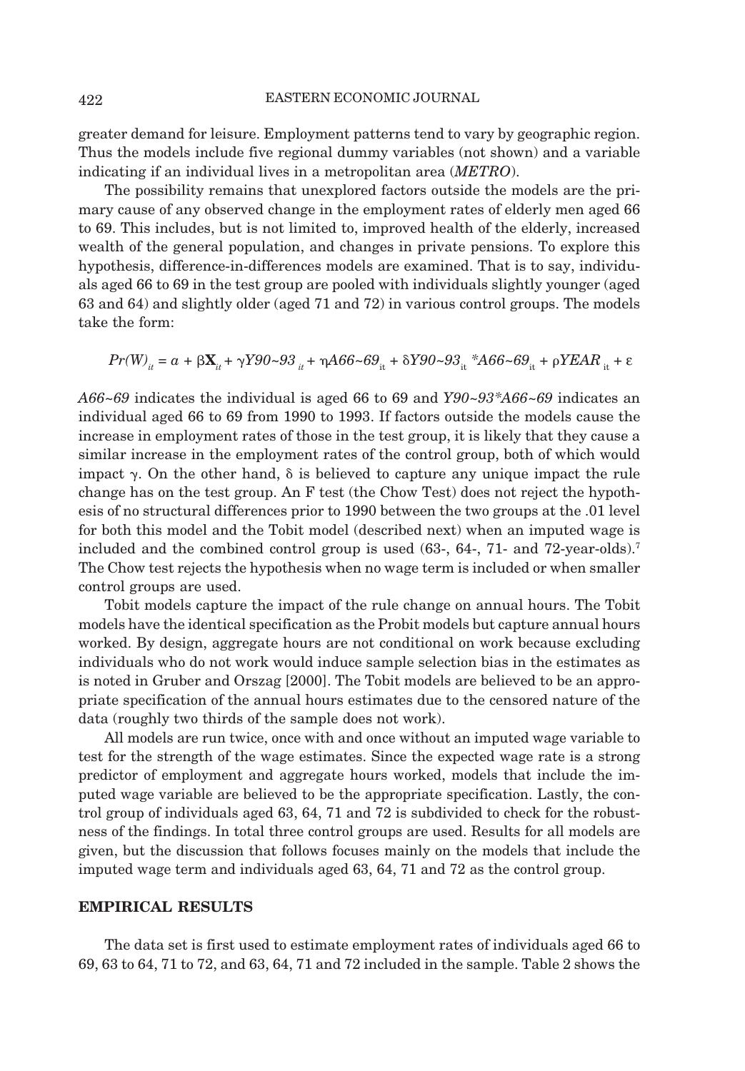greater demand for leisure. Employment patterns tend to vary by geographic region. Thus the models include five regional dummy variables (not shown) and a variable indicating if an individual lives in a metropolitan area (*METRO*).

The possibility remains that unexplored factors outside the models are the primary cause of any observed change in the employment rates of elderly men aged 66 to 69. This includes, but is not limited to, improved health of the elderly, increased wealth of the general population, and changes in private pensions. To explore this hypothesis, difference-in-differences models are examined. That is to say, individuals aged 66 to 69 in the test group are pooled with individuals slightly younger (aged 63 and 64) and slightly older (aged 71 and 72) in various control groups. The models take the form:

$$Pr(W)_{it} = a + \beta \mathbf{X}_{it} + \gamma Y90\text{~}93_{it} + \eta A66\text{~}69_{it} + \delta Y90\text{~}93_{it} {}^{*}A66\text{~}69_{it} + \rho YEAR_{it} + \varepsilon$$

*A66~69* indicates the individual is aged 66 to 69 and *Y90~93\*A66~69* indicates an individual aged 66 to 69 from 1990 to 1993. If factors outside the models cause the increase in employment rates of those in the test group, it is likely that they cause a similar increase in the employment rates of the control group, both of which would impact $\gamma$. On the other hand, $\delta$ is believed to capture any unique impact the rule change has on the test group. An F test (the Chow Test) does not reject the hypothesis of no structural differences prior to 1990 between the two groups at the .01 level for both this model and the Tobit model (described next) when an imputed wage is included and the combined control group is used (63-, 64-, 71- and 72-year-olds).[7] The Chow test rejects the hypothesis when no wage term is included or when smaller control groups are used.

Tobit models capture the impact of the rule change on annual hours. The Tobit models have the identical specification as the Probit models but capture annual hours worked. By design, aggregate hours are not conditional on work because excluding individuals who do not work would induce sample selection bias in the estimates as is noted in Gruber and Orszag [2000]. The Tobit models are believed to be an appropriate specification of the annual hours estimates due to the censored nature of the data (roughly two thirds of the sample does not work).

All models are run twice, once with and once without an imputed wage variable to test for the strength of the wage estimates. Since the expected wage rate is a strong predictor of employment and aggregate hours worked, models that include the imputed wage variable are believed to be the appropriate specification. Lastly, the control group of individuals aged 63, 64, 71 and 72 is subdivided to check for the robustness of the findings. In total three control groups are used. Results for all models are given, but the discussion that follows focuses mainly on the models that include the imputed wage term and individuals aged 63, 64, 71 and 72 as the control group.

## EMPIRICAL RESULTS

The data set is first used to estimate employment rates of individuals aged 66 to 69, 63 to 64, 71 to 72, and 63, 64, 71 and 72 included in the sample. Table 2 shows the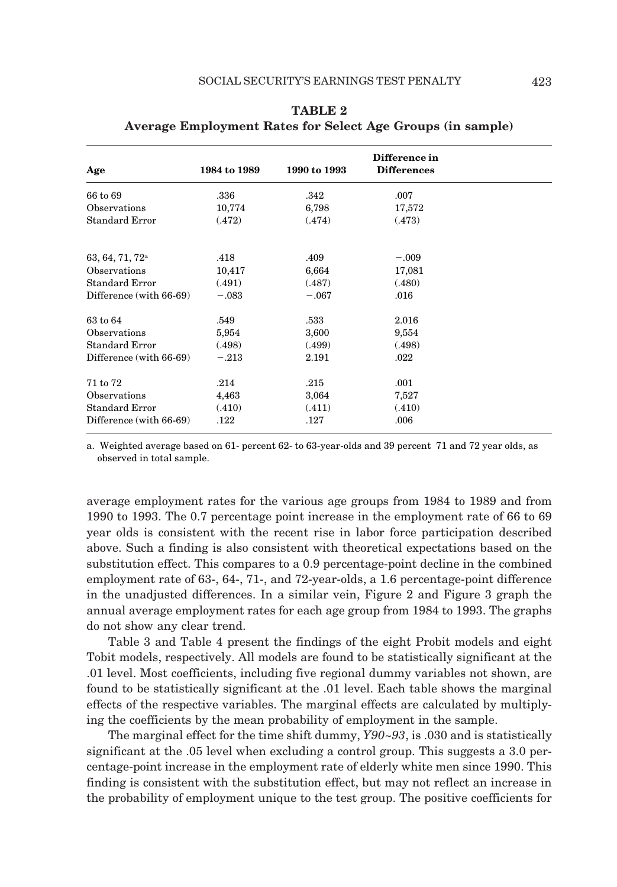**TABLE 2**
**Average Employment Rates for Select Age Groups (in sample)**

| Age | 1984 to 1989 | 1990 to 1993 | Difference in Differences |
|---|---|---|---|
| 66 to 69 | .336 | .342 | .007 |
| Observations | 10,774 | 6,798 | 17,572 |
| Standard Error | (.472) | (.474) | (.473) |
| | | | |
| 63, 64, 71, 72[a] | .418 | .409 | −.009 |
| Observations | 10,417 | 6,664 | 17,081 |
| Standard Error | (.491) | (.487) | (.480) |
| Difference (with 66-69) | −.083 | −.067 | .016 |
| | | | |
| 63 to 64 | .549 | .533 | 2.016 |
| Observations | 5,954 | 3,600 | 9,554 |
| Standard Error | (.498) | (.499) | (.498) |
| Difference (with 66-69) | −.213 | 2.191 | .022 |
| | | | |
| 71 to 72 | .214 | .215 | .001 |
| Observations | 4,463 | 3,064 | 7,527 |
| Standard Error | (.410) | (.411) | (.410) |
| Difference (with 66-69) | .122 | .127 | .006 |

a. Weighted average based on 61- percent 62- to 63-year-olds and 39 percent 71 and 72 year olds, as observed in total sample.

average employment rates for the various age groups from 1984 to 1989 and from 1990 to 1993. The 0.7 percentage point increase in the employment rate of 66 to 69 year olds is consistent with the recent rise in labor force participation described above. Such a finding is also consistent with theoretical expectations based on the substitution effect. This compares to a 0.9 percentage-point decline in the combined employment rate of 63-, 64-, 71-, and 72-year-olds, a 1.6 percentage-point difference in the unadjusted differences. In a similar vein, Figure 2 and Figure 3 graph the annual average employment rates for each age group from 1984 to 1993. The graphs do not show any clear trend.

Table 3 and Table 4 present the findings of the eight Probit models and eight Tobit models, respectively. All models are found to be statistically significant at the .01 level. Most coefficients, including five regional dummy variables not shown, are found to be statistically significant at the .01 level. Each table shows the marginal effects of the respective variables. The marginal effects are calculated by multiplying the coefficients by the mean probability of employment in the sample.

The marginal effect for the time shift dummy, *Y90~93*, is .030 and is statistically significant at the .05 level when excluding a control group. This suggests a 3.0 percentage-point increase in the employment rate of elderly white men since 1990. This finding is consistent with the substitution effect, but may not reflect an increase in the probability of employment unique to the test group. The positive coefficients for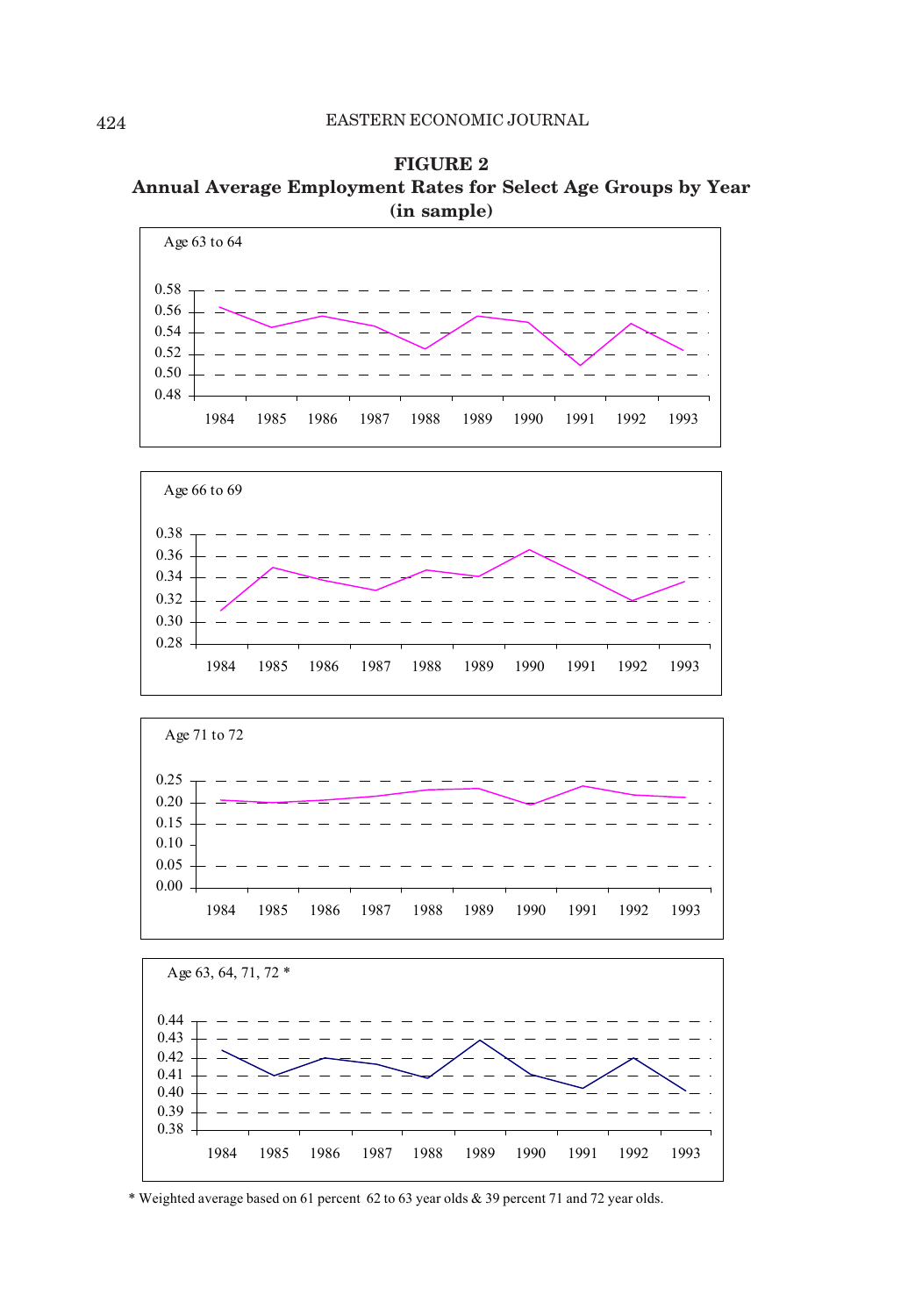**FIGURE 2**
**Annual Average Employment Rates for Select Age Groups by Year (in sample)**

Age 63 to 64

0.58
0.56
0.54
0.52
0.50
0.48

1984 1985 1986 1987 1988 1989 1990 1991 1992 1993

Age 66 to 69

0.38
0.36
0.34
0.32
0.30
0.28

1984 1985 1986 1987 1988 1989 1990 1991 1992 1993

Age 71 to 72

0.25
0.20
0.15
0.10
0.05
0.00

1984 1985 1986 1987 1988 1989 1990 1991 1992 1993

Age 63, 64, 71, 72 *

0.44
0.43
0.42
0.41
0.40
0.39
0.38

1984 1985 1986 1987 1988 1989 1990 1991 1992 1993

* Weighted average based on 61 percent 62 to 63 year olds & 39 percent 71 and 72 year olds.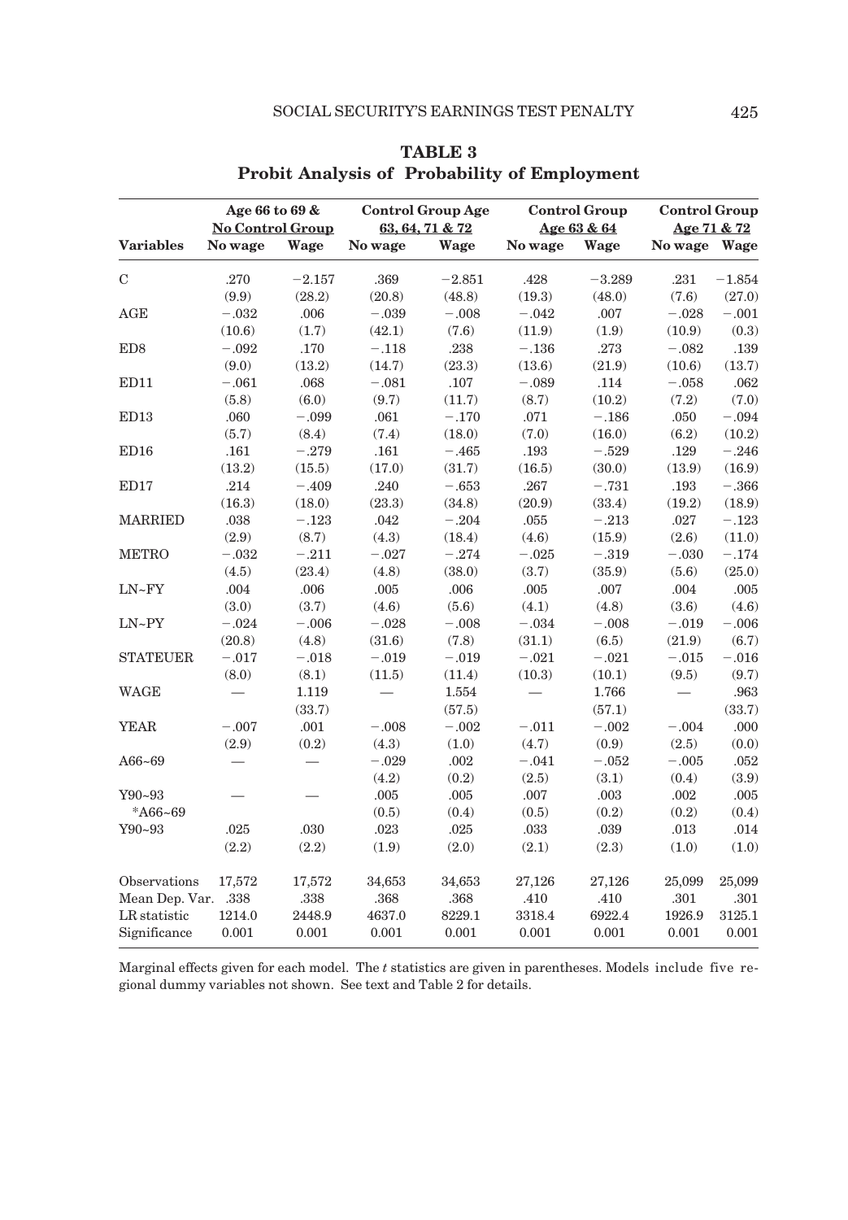# TABLE 3
## Probit Analysis of Probability of Employment

| Variables | Age 66 to 69 & No Control Group | | Control Group Age 63, 64, 71 & 72 | | Control Group Age 63 & 64 | | Control Group Age 71 & 72 | |
|---|---|---|---|---|---|---|---|---|
| | No wage | Wage | No wage | Wage | No wage | Wage | No wage | Wage |
| C | .270 | −2.157 | .369 | −2.851 | .428 | −3.289 | .231 | −1.854 |
| | (9.9) | (28.2) | (20.8) | (48.8) | (19.3) | (48.0) | (7.6) | (27.0) |
| AGE | −.032 | .006 | −.039 | −.008 | −.042 | .007 | −.028 | −.001 |
| | (10.6) | (1.7) | (42.1) | (7.6) | (11.9) | (1.9) | (10.9) | (0.3) |
| ED8 | −.092 | .170 | −.118 | .238 | −.136 | .273 | −.082 | .139 |
| | (9.0) | (13.2) | (14.7) | (23.3) | (13.6) | (21.9) | (10.6) | (13.7) |
| ED11 | −.061 | .068 | −.081 | .107 | −.089 | .114 | −.058 | .062 |
| | (5.8) | (6.0) | (9.7) | (11.7) | (8.7) | (10.2) | (7.2) | (7.0) |
| ED13 | .060 | −.099 | .061 | −.170 | .071 | −.186 | .050 | −.094 |
| | (5.7) | (8.4) | (7.4) | (18.0) | (7.0) | (16.0) | (6.2) | (10.2) |
| ED16 | .161 | −.279 | .161 | −.465 | .193 | −.529 | .129 | −.246 |
| | (13.2) | (15.5) | (17.0) | (31.7) | (16.5) | (30.0) | (13.9) | (16.9) |
| ED17 | .214 | −.409 | .240 | −.653 | .267 | −.731 | .193 | −.366 |
| | (16.3) | (18.0) | (23.3) | (34.8) | (20.9) | (33.4) | (19.2) | (18.9) |
| MARRIED | .038 | −.123 | .042 | −.204 | .055 | −.213 | .027 | −.123 |
| | (2.9) | (8.7) | (4.3) | (18.4) | (4.6) | (15.9) | (2.6) | (11.0) |
| METRO | −.032 | −.211 | −.027 | −.274 | −.025 | −.319 | −.030 | −.174 |
| | (4.5) | (23.4) | (4.8) | (38.0) | (3.7) | (35.9) | (5.6) | (25.0) |
| LN~FY | .004 | .006 | .005 | .006 | .005 | .007 | .004 | .005 |
| | (3.0) | (3.7) | (4.6) | (5.6) | (4.1) | (4.8) | (3.6) | (4.6) |
| LN~PY | −.024 | −.006 | −.028 | −.008 | −.034 | −.008 | −.019 | −.006 |
| | (20.8) | (4.8) | (31.6) | (7.8) | (31.1) | (6.5) | (21.9) | (6.7) |
| STATEUER | −.017 | −.018 | −.019 | −.019 | −.021 | −.021 | −.015 | −.016 |
| | (8.0) | (8.1) | (11.5) | (11.4) | (10.3) | (10.1) | (9.5) | (9.7) |
| WAGE | — | 1.119 | — | 1.554 | — | 1.766 | — | .963 |
| | | (33.7) | | (57.5) | | (57.1) | | (33.7) |
| YEAR | −.007 | .001 | −.008 | −.002 | −.011 | −.002 | −.004 | .000 |
| | (2.9) | (0.2) | (4.3) | (1.0) | (4.7) | (0.9) | (2.5) | (0.0) |
| A66~69 | — | — | −.029 | .002 | −.041 | −.052 | −.005 | .052 |
| | | | (4.2) | (0.2) | (2.5) | (3.1) | (0.4) | (3.9) |
| Y90~93 *A66~69 | — | — | .005 | .005 | .007 | .003 | .002 | .005 |
| | | | (0.5) | (0.4) | (0.5) | (0.2) | (0.2) | (0.4) |
| Y90~93 | .025 | .030 | .023 | .025 | .033 | .039 | .013 | .014 |
| | (2.2) | (2.2) | (1.9) | (2.0) | (2.1) | (2.3) | (1.0) | (1.0) |
| Observations | 17,572 | 17,572 | 34,653 | 34,653 | 27,126 | 27,126 | 25,099 | 25,099 |
| Mean Dep. Var. | .338 | .338 | .368 | .368 | .410 | .410 | .301 | .301 |
| LR statistic | 1214.0 | 2448.9 | 4637.0 | 8229.1 | 3318.4 | 6922.4 | 1926.9 | 3125.1 |
| Significance | 0.001 | 0.001 | 0.001 | 0.001 | 0.001 | 0.001 | 0.001 | 0.001 |

Marginal effects given for each model. The *t* statistics are given in parentheses. Models include five regional dummy variables not shown. See text and Table 2 for details.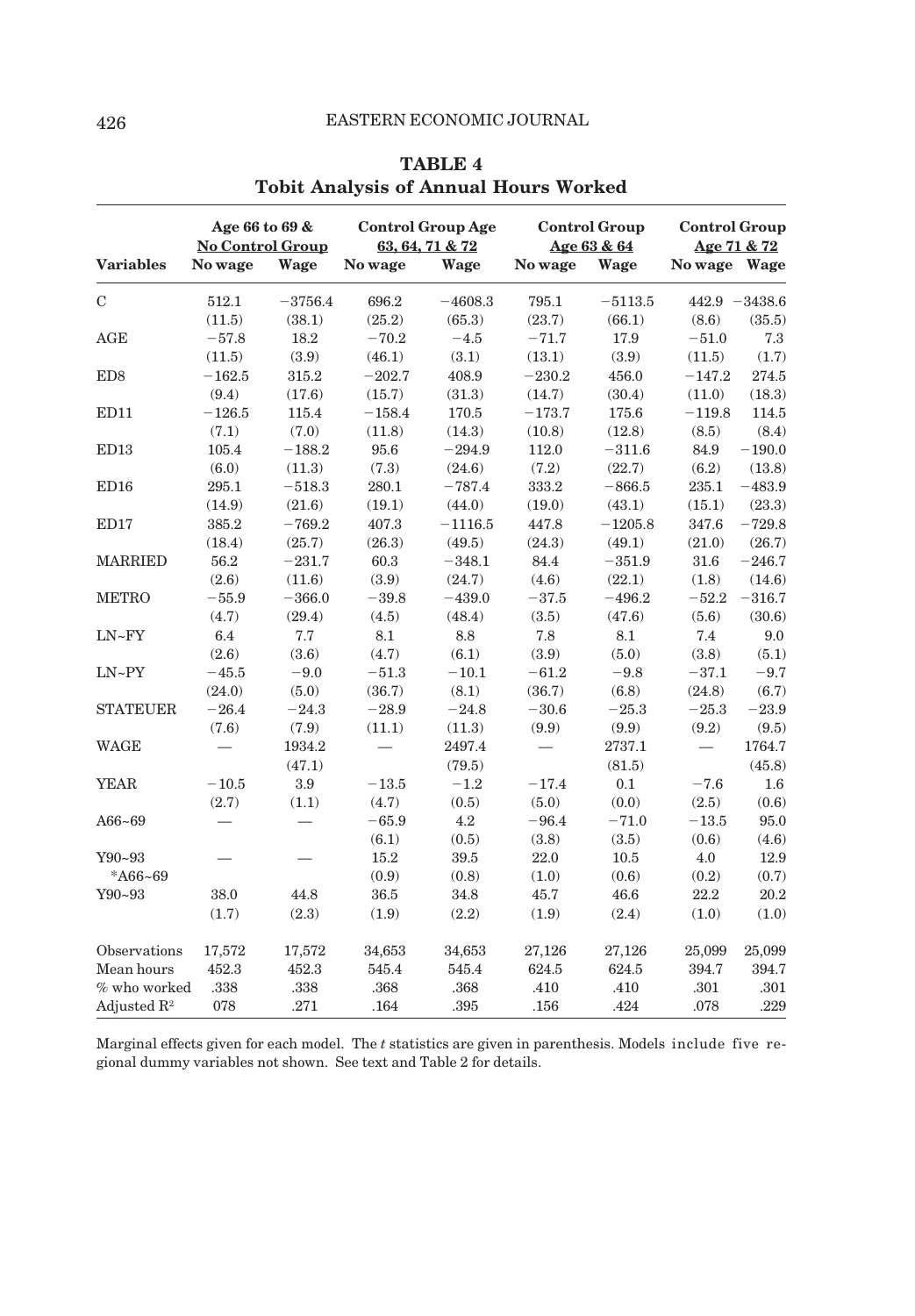**TABLE 4**
**Tobit Analysis of Annual Hours Worked**

| Variables | Age 66 to 69 & No Control Group | | Control Group Age 63, 64, 71 & 72 | | Control Group Age 63 & 64 | | Control Group Age 71 & 72 | |
|---|---|---|---|---|---|---|---|---|
| | No wage | Wage | No wage | Wage | No wage | Wage | No wage | Wage |
| C | 512.1 | −3756.4 | 696.2 | −4608.3 | 795.1 | −5113.5 | 442.9 | −3438.6 |
| | (11.5) | (38.1) | (25.2) | (65.3) | (23.7) | (66.1) | (8.6) | (35.5) |
| AGE | −57.8 | 18.2 | −70.2 | −4.5 | −71.7 | 17.9 | −51.0 | 7.3 |
| | (11.5) | (3.9) | (46.1) | (3.1) | (13.1) | (3.9) | (11.5) | (1.7) |
| ED8 | −162.5 | 315.2 | −202.7 | 408.9 | −230.2 | 456.0 | −147.2 | 274.5 |
| | (9.4) | (17.6) | (15.7) | (31.3) | (14.7) | (30.4) | (11.0) | (18.3) |
| ED11 | −126.5 | 115.4 | −158.4 | 170.5 | −173.7 | 175.6 | −119.8 | 114.5 |
| | (7.1) | (7.0) | (11.8) | (14.3) | (10.8) | (12.8) | (8.5) | (8.4) |
| ED13 | 105.4 | −188.2 | 95.6 | −294.9 | 112.0 | −311.6 | 84.9 | −190.0 |
| | (6.0) | (11.3) | (7.3) | (24.6) | (7.2) | (22.7) | (6.2) | (13.8) |
| ED16 | 295.1 | −518.3 | 280.1 | −787.4 | 333.2 | −866.5 | 235.1 | −483.9 |
| | (14.9) | (21.6) | (19.1) | (44.0) | (19.0) | (43.1) | (15.1) | (23.3) |
| ED17 | 385.2 | −769.2 | 407.3 | −1116.5 | 447.8 | −1205.8 | 347.6 | −729.8 |
| | (18.4) | (25.7) | (26.3) | (49.5) | (24.3) | (49.1) | (21.0) | (26.7) |
| MARRIED | 56.2 | −231.7 | 60.3 | −348.1 | 84.4 | −351.9 | 31.6 | −246.7 |
| | (2.6) | (11.6) | (3.9) | (24.7) | (4.6) | (22.1) | (1.8) | (14.6) |
| METRO | −55.9 | −366.0 | −39.8 | −439.0 | −37.5 | −496.2 | −52.2 | −316.7 |
| | (4.7) | (29.4) | (4.5) | (48.4) | (3.5) | (47.6) | (5.6) | (30.6) |
| LN~FY | 6.4 | 7.7 | 8.1 | 8.8 | 7.8 | 8.1 | 7.4 | 9.0 |
| | (2.6) | (3.6) | (4.7) | (6.1) | (3.9) | (5.0) | (3.8) | (5.1) |
| LN~PY | −45.5 | −9.0 | −51.3 | −10.1 | −61.2 | −9.8 | −37.1 | −9.7 |
| | (24.0) | (5.0) | (36.7) | (8.1) | (36.7) | (6.8) | (24.8) | (6.7) |
| STATEUER | −26.4 | −24.3 | −28.9 | −24.8 | −30.6 | −25.3 | −25.3 | −23.9 |
| | (7.6) | (7.9) | (11.1) | (11.3) | (9.9) | (9.9) | (9.2) | (9.5) |
| WAGE | — | 1934.2 | — | 2497.4 | — | 2737.1 | — | 1764.7 |
| | | (47.1) | | (79.5) | | (81.5) | | (45.8) |
| YEAR | −10.5 | 3.9 | −13.5 | −1.2 | −17.4 | 0.1 | −7.6 | 1.6 |
| | (2.7) | (1.1) | (4.7) | (0.5) | (5.0) | (0.0) | (2.5) | (0.6) |
| A66~69 | — | — | −65.9 | 4.2 | −96.4 | −71.0 | −13.5 | 95.0 |
| | | | (6.1) | (0.5) | (3.8) | (3.5) | (0.6) | (4.6) |
| Y90~93 *A66~69 | — | — | 15.2 | 39.5 | 22.0 | 10.5 | 4.0 | 12.9 |
| | | | (0.9) | (0.8) | (1.0) | (0.6) | (0.2) | (0.7) |
| Y90~93 | 38.0 | 44.8 | 36.5 | 34.8 | 45.7 | 46.6 | 22.2 | 20.2 |
| | (1.7) | (2.3) | (1.9) | (2.2) | (1.9) | (2.4) | (1.0) | (1.0) |
| Observations | 17,572 | 17,572 | 34,653 | 34,653 | 27,126 | 27,126 | 25,099 | 25,099 |
| Mean hours | 452.3 | 452.3 | 545.4 | 545.4 | 624.5 | 624.5 | 394.7 | 394.7 |
| % who worked | .338 | .338 | .368 | .368 | .410 | .410 | .301 | .301 |
| Adjusted $R^2$ | 078 | .271 | .164 | .395 | .156 | .424 | .078 | .229 |

Marginal effects given for each model. The *t* statistics are given in parenthesis. Models include five regional dummy variables not shown. See text and Table 2 for details.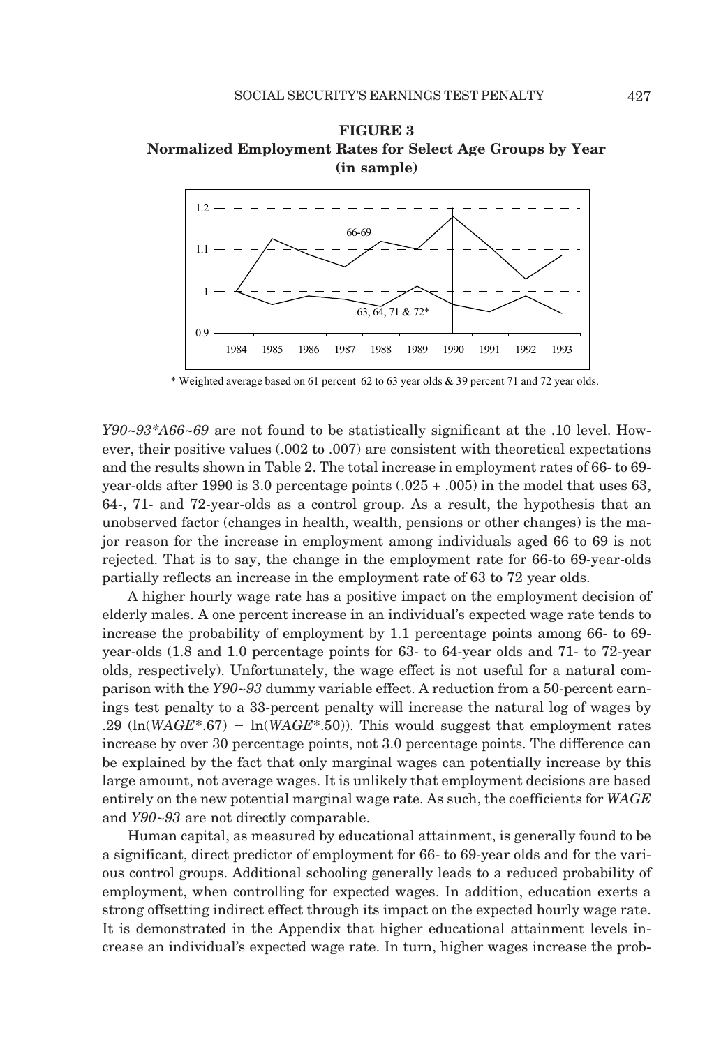**FIGURE 3**
**Normalized Employment Rates for Select Age Groups by Year (in sample)**

\* Weighted average based on 61 percent 62 to 63 year olds & 39 percent 71 and 72 year olds.

*Y90~93\*A66~69* are not found to be statistically significant at the .10 level. However, their positive values (.002 to .007) are consistent with theoretical expectations and the results shown in Table 2. The total increase in employment rates of 66- to 69-year-olds after 1990 is 3.0 percentage points (.025 + .005) in the model that uses 63, 64-, 71- and 72-year-olds as a control group. As a result, the hypothesis that an unobserved factor (changes in health, wealth, pensions or other changes) is the major reason for the increase in employment among individuals aged 66 to 69 is not rejected. That is to say, the change in the employment rate for 66-to 69-year-olds partially reflects an increase in the employment rate of 63 to 72 year olds.

A higher hourly wage rate has a positive impact on the employment decision of elderly males. A one percent increase in an individual's expected wage rate tends to increase the probability of employment by 1.1 percentage points among 66- to 69-year-olds (1.8 and 1.0 percentage points for 63- to 64-year olds and 71- to 72-year olds, respectively). Unfortunately, the wage effect is not useful for a natural comparison with the *Y90~93* dummy variable effect. A reduction from a 50-percent earnings test penalty to a 33-percent penalty will increase the natural log of wages by .29 (ln(*WAGE*\*.67) − ln(*WAGE*\*.50)). This would suggest that employment rates increase by over 30 percentage points, not 3.0 percentage points. The difference can be explained by the fact that only marginal wages can potentially increase by this large amount, not average wages. It is unlikely that employment decisions are based entirely on the new potential marginal wage rate. As such, the coefficients for *WAGE* and *Y90~93* are not directly comparable.

Human capital, as measured by educational attainment, is generally found to be a significant, direct predictor of employment for 66- to 69-year olds and for the various control groups. Additional schooling generally leads to a reduced probability of employment, when controlling for expected wages. In addition, education exerts a strong offsetting indirect effect through its impact on the expected hourly wage rate. It is demonstrated in the Appendix that higher educational attainment levels increase an individual's expected wage rate. In turn, higher wages increase the prob-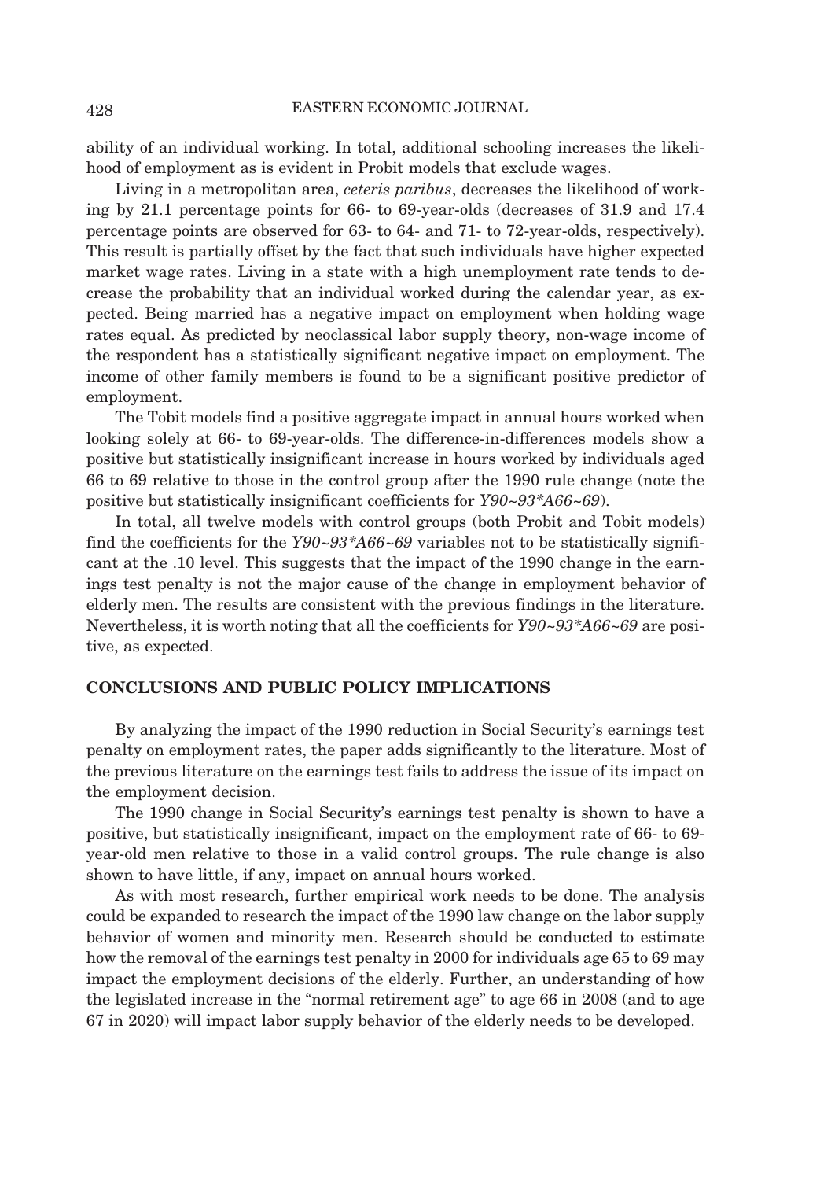ability of an individual working. In total, additional schooling increases the likelihood of employment as is evident in Probit models that exclude wages.

Living in a metropolitan area, *ceteris paribus*, decreases the likelihood of working by 21.1 percentage points for 66- to 69-year-olds (decreases of 31.9 and 17.4 percentage points are observed for 63- to 64- and 71- to 72-year-olds, respectively). This result is partially offset by the fact that such individuals have higher expected market wage rates. Living in a state with a high unemployment rate tends to decrease the probability that an individual worked during the calendar year, as expected. Being married has a negative impact on employment when holding wage rates equal. As predicted by neoclassical labor supply theory, non-wage income of the respondent has a statistically significant negative impact on employment. The income of other family members is found to be a significant positive predictor of employment.

The Tobit models find a positive aggregate impact in annual hours worked when looking solely at 66- to 69-year-olds. The difference-in-differences models show a positive but statistically insignificant increase in hours worked by individuals aged 66 to 69 relative to those in the control group after the 1990 rule change (note the positive but statistically insignificant coefficients for *Y90~93\*A66~69*).

In total, all twelve models with control groups (both Probit and Tobit models) find the coefficients for the *Y90~93\*A66~69* variables not to be statistically significant at the .10 level. This suggests that the impact of the 1990 change in the earnings test penalty is not the major cause of the change in employment behavior of elderly men. The results are consistent with the previous findings in the literature. Nevertheless, it is worth noting that all the coefficients for *Y90~93\*A66~69* are positive, as expected.

## CONCLUSIONS AND PUBLIC POLICY IMPLICATIONS

By analyzing the impact of the 1990 reduction in Social Security's earnings test penalty on employment rates, the paper adds significantly to the literature. Most of the previous literature on the earnings test fails to address the issue of its impact on the employment decision.

The 1990 change in Social Security's earnings test penalty is shown to have a positive, but statistically insignificant, impact on the employment rate of 66- to 69-year-old men relative to those in a valid control groups. The rule change is also shown to have little, if any, impact on annual hours worked.

As with most research, further empirical work needs to be done. The analysis could be expanded to research the impact of the 1990 law change on the labor supply behavior of women and minority men. Research should be conducted to estimate how the removal of the earnings test penalty in 2000 for individuals age 65 to 69 may impact the employment decisions of the elderly. Further, an understanding of how the legislated increase in the "normal retirement age" to age 66 in 2008 (and to age 67 in 2020) will impact labor supply behavior of the elderly needs to be developed.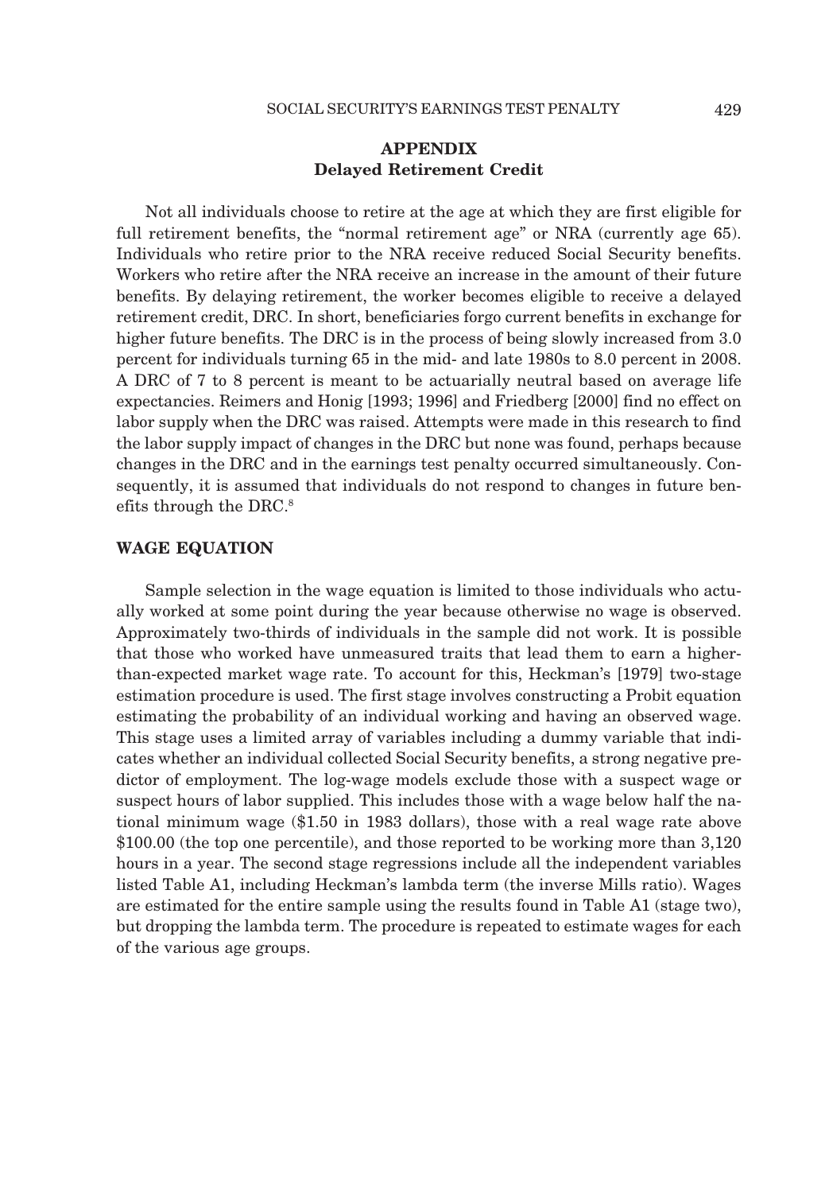## APPENDIX

### Delayed Retirement Credit

Not all individuals choose to retire at the age at which they are first eligible for full retirement benefits, the "normal retirement age" or NRA (currently age 65). Individuals who retire prior to the NRA receive reduced Social Security benefits. Workers who retire after the NRA receive an increase in the amount of their future benefits. By delaying retirement, the worker becomes eligible to receive a delayed retirement credit, DRC. In short, beneficiaries forgo current benefits in exchange for higher future benefits. The DRC is in the process of being slowly increased from 3.0 percent for individuals turning 65 in the mid- and late 1980s to 8.0 percent in 2008. A DRC of 7 to 8 percent is meant to be actuarially neutral based on average life expectancies. Reimers and Honig [1993; 1996] and Friedberg [2000] find no effect on labor supply when the DRC was raised. Attempts were made in this research to find the labor supply impact of changes in the DRC but none was found, perhaps because changes in the DRC and in the earnings test penalty occurred simultaneously. Consequently, it is assumed that individuals do not respond to changes in future benefits through the DRC.[8]

### WAGE EQUATION

Sample selection in the wage equation is limited to those individuals who actually worked at some point during the year because otherwise no wage is observed. Approximately two-thirds of individuals in the sample did not work. It is possible that those who worked have unmeasured traits that lead them to earn a higher-than-expected market wage rate. To account for this, Heckman's [1979] two-stage estimation procedure is used. The first stage involves constructing a Probit equation estimating the probability of an individual working and having an observed wage. This stage uses a limited array of variables including a dummy variable that indicates whether an individual collected Social Security benefits, a strong negative predictor of employment. The log-wage models exclude those with a suspect wage or suspect hours of labor supplied. This includes those with a wage below half the national minimum wage ($1.50 in 1983 dollars), those with a real wage rate above $100.00 (the top one percentile), and those reported to be working more than 3,120 hours in a year. The second stage regressions include all the independent variables listed Table A1, including Heckman's lambda term (the inverse Mills ratio). Wages are estimated for the entire sample using the results found in Table A1 (stage two), but dropping the lambda term. The procedure is repeated to estimate wages for each of the various age groups.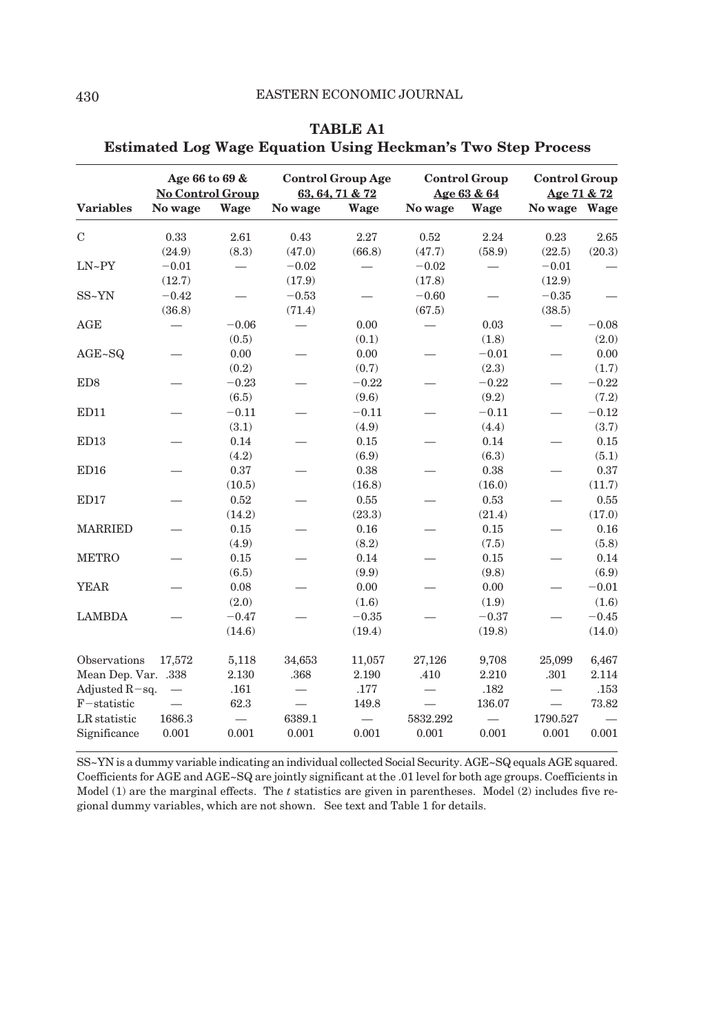**TABLE A1**
**Estimated Log Wage Equation Using Heckman's Two Step Process**

| | Age 66 to 69 & No Control Group | | Control Group Age 63, 64, 71 & 72 | | Control Group Age 63 & 64 | | Control Group Age 71 & 72 | |
|---|---|---|---|---|---|---|---|---|
| **Variables** | **No wage** | **Wage** | **No wage** | **Wage** | **No wage** | **Wage** | **No wage** | **Wage** |
| C | 0.33 | 2.61 | 0.43 | 2.27 | 0.52 | 2.24 | 0.23 | 2.65 |
| | (24.9) | (8.3) | (47.0) | (66.8) | (47.7) | (58.9) | (22.5) | (20.3) |
| LN~PY | −0.01 | — | −0.02 | — | −0.02 | — | −0.01 | — |
| | (12.7) | | (17.9) | | (17.8) | | (12.9) | |
| SS~YN | −0.42 | — | −0.53 | — | −0.60 | — | −0.35 | — |
| | (36.8) | | (71.4) | | (67.5) | | (38.5) | |
| AGE | — | −0.06 | — | 0.00 | — | 0.03 | — | −0.08 |
| | | (0.5) | | (0.1) | | (1.8) | | (2.0) |
| AGE~SQ | — | 0.00 | — | 0.00 | — | −0.01 | — | 0.00 |
| | | (0.2) | | (0.7) | | (2.3) | | (1.7) |
| ED8 | — | −0.23 | — | −0.22 | — | −0.22 | — | −0.22 |
| | | (6.5) | | (9.6) | | (9.2) | | (7.2) |
| ED11 | — | −0.11 | — | −0.11 | — | −0.11 | — | −0.12 |
| | | (3.1) | | (4.9) | | (4.4) | | (3.7) |
| ED13 | — | 0.14 | — | 0.15 | — | 0.14 | — | 0.15 |
| | | (4.2) | | (6.9) | | (6.3) | | (5.1) |
| ED16 | — | 0.37 | — | 0.38 | — | 0.38 | — | 0.37 |
| | | (10.5) | | (16.8) | | (16.0) | | (11.7) |
| ED17 | — | 0.52 | — | 0.55 | — | 0.53 | — | 0.55 |
| | | (14.2) | | (23.3) | | (21.4) | | (17.0) |
| MARRIED | — | 0.15 | — | 0.16 | — | 0.15 | — | 0.16 |
| | | (4.9) | | (8.2) | | (7.5) | | (5.8) |
| METRO | — | 0.15 | — | 0.14 | — | 0.15 | — | 0.14 |
| | | (6.5) | | (9.9) | | (9.8) | | (6.9) |
| YEAR | — | 0.08 | — | 0.00 | — | 0.00 | — | −0.01 |
| | | (2.0) | | (1.6) | | (1.9) | | (1.6) |
| LAMBDA | — | −0.47 | — | −0.35 | — | −0.37 | — | −0.45 |
| | | (14.6) | | (19.4) | | (19.8) | | (14.0) |
| Observations | 17,572 | 5,118 | 34,653 | 11,057 | 27,126 | 9,708 | 25,099 | 6,467 |
| Mean Dep. Var. | .338 | 2.130 | .368 | 2.190 | .410 | 2.210 | .301 | 2.114 |
| Adjusted R−sq. | — | .161 | — | .177 | — | .182 | — | .153 |
| F−statistic | — | 62.3 | — | 149.8 | — | 136.07 | — | 73.82 |
| LR statistic | 1686.3 | — | 6389.1 | — | 5832.292 | — | 1790.527 | — |
| Significance | 0.001 | 0.001 | 0.001 | 0.001 | 0.001 | 0.001 | 0.001 | 0.001 |

SS~YN is a dummy variable indicating an individual collected Social Security. AGE~SQ equals AGE squared. Coefficients for AGE and AGE~SQ are jointly significant at the .01 level for both age groups. Coefficients in Model (1) are the marginal effects. The *t* statistics are given in parentheses. Model (2) includes five regional dummy variables, which are not shown. See text and Table 1 for details.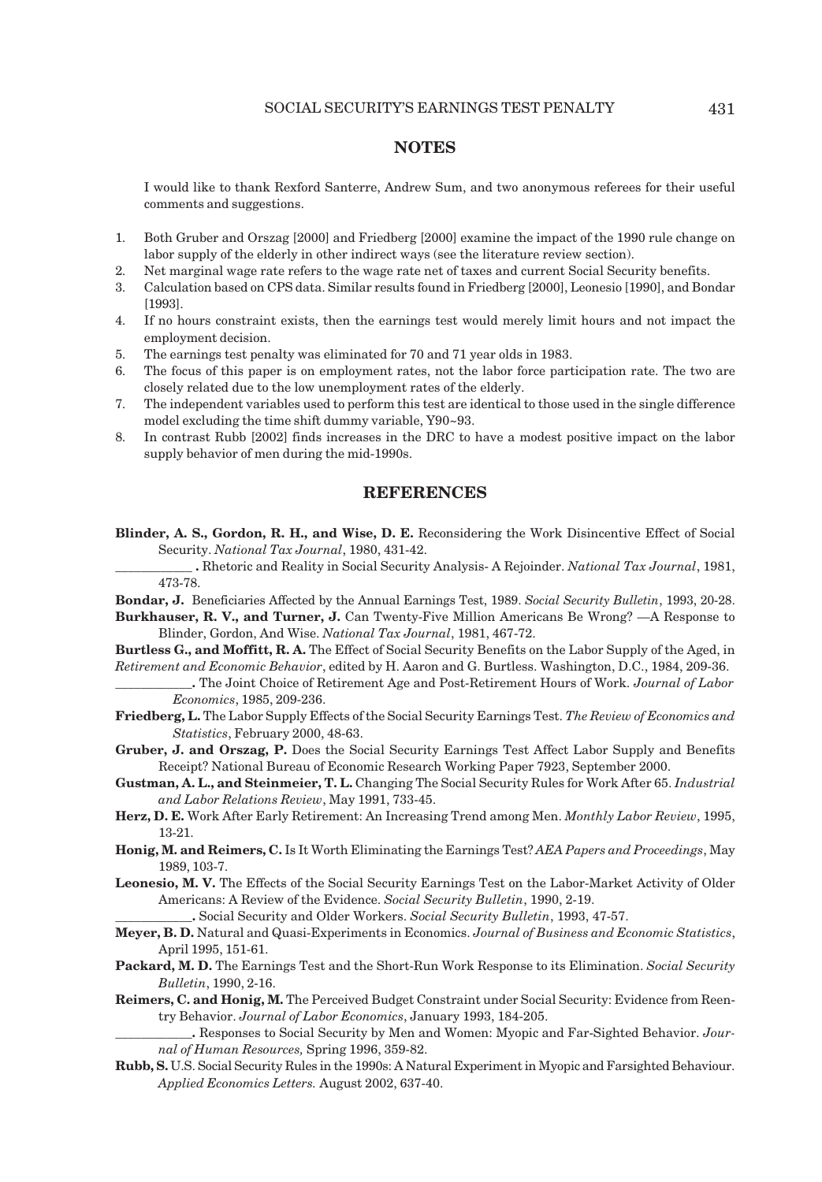## NOTES

I would like to thank Rexford Santerre, Andrew Sum, and two anonymous referees for their useful comments and suggestions.

1. Both Gruber and Orszag [2000] and Friedberg [2000] examine the impact of the 1990 rule change on labor supply of the elderly in other indirect ways (see the literature review section).
2. Net marginal wage rate refers to the wage rate net of taxes and current Social Security benefits.
3. Calculation based on CPS data. Similar results found in Friedberg [2000], Leonesio [1990], and Bondar [1993].
4. If no hours constraint exists, then the earnings test would merely limit hours and not impact the employment decision.
5. The earnings test penalty was eliminated for 70 and 71 year olds in 1983.
6. The focus of this paper is on employment rates, not the labor force participation rate. The two are closely related due to the low unemployment rates of the elderly.
7. The independent variables used to perform this test are identical to those used in the single difference model excluding the time shift dummy variable, Y90~93.
8. In contrast Rubb [2002] finds increases in the DRC to have a modest positive impact on the labor supply behavior of men during the mid-1990s.

## REFERENCES

**Blinder, A. S., Gordon, R. H., and Wise, D. E.** Reconsidering the Work Disincentive Effect of Social Security. *National Tax Journal*, 1980, 431-42.

\_\_\_\_\_\_\_\_\_\_\_ **.** Rhetoric and Reality in Social Security Analysis- A Rejoinder. *National Tax Journal*, 1981, 473-78.

**Bondar, J.** Beneficiaries Affected by the Annual Earnings Test, 1989. *Social Security Bulletin*, 1993, 20-28.

**Burkhauser, R. V., and Turner, J.** Can Twenty-Five Million Americans Be Wrong? —A Response to Blinder, Gordon, And Wise. *National Tax Journal*, 1981, 467-72.

**Burtless G., and Moffitt, R. A.** The Effect of Social Security Benefits on the Labor Supply of the Aged, in *Retirement and Economic Behavior*, edited by H. Aaron and G. Burtless. Washington, D.C., 1984, 209-36.

\_\_\_\_\_\_\_\_\_\_\_**.** The Joint Choice of Retirement Age and Post-Retirement Hours of Work. *Journal of Labor Economics*, 1985, 209-236.

**Friedberg, L.** The Labor Supply Effects of the Social Security Earnings Test. *The Review of Economics and Statistics*, February 2000, 48-63.

**Gruber, J. and Orszag, P.** Does the Social Security Earnings Test Affect Labor Supply and Benefits Receipt? National Bureau of Economic Research Working Paper 7923, September 2000.

**Gustman, A. L., and Steinmeier, T. L.** Changing The Social Security Rules for Work After 65. *Industrial and Labor Relations Review*, May 1991, 733-45.

**Herz, D. E.** Work After Early Retirement: An Increasing Trend among Men. *Monthly Labor Review*, 1995, 13-21.

**Honig, M. and Reimers, C.** Is It Worth Eliminating the Earnings Test? *AEA Papers and Proceedings*, May 1989, 103-7.

**Leonesio, M. V.** The Effects of the Social Security Earnings Test on the Labor-Market Activity of Older Americans: A Review of the Evidence. *Social Security Bulletin*, 1990, 2-19.

\_\_\_\_\_\_\_\_\_\_\_**.** Social Security and Older Workers. *Social Security Bulletin*, 1993, 47-57.

**Meyer, B. D.** Natural and Quasi-Experiments in Economics. *Journal of Business and Economic Statistics*, April 1995, 151-61.

**Packard, M. D.** The Earnings Test and the Short-Run Work Response to its Elimination. *Social Security Bulletin*, 1990, 2-16.

**Reimers, C. and Honig, M.** The Perceived Budget Constraint under Social Security: Evidence from Reentry Behavior. *Journal of Labor Economics*, January 1993, 184-205.

\_\_\_\_\_\_\_\_\_\_\_**.** Responses to Social Security by Men and Women: Myopic and Far-Sighted Behavior. *Journal of Human Resources,* Spring 1996, 359-82.

**Rubb, S.** U.S. Social Security Rules in the 1990s: A Natural Experiment in Myopic and Farsighted Behaviour. *Applied Economics Letters.* August 2002, 637-40.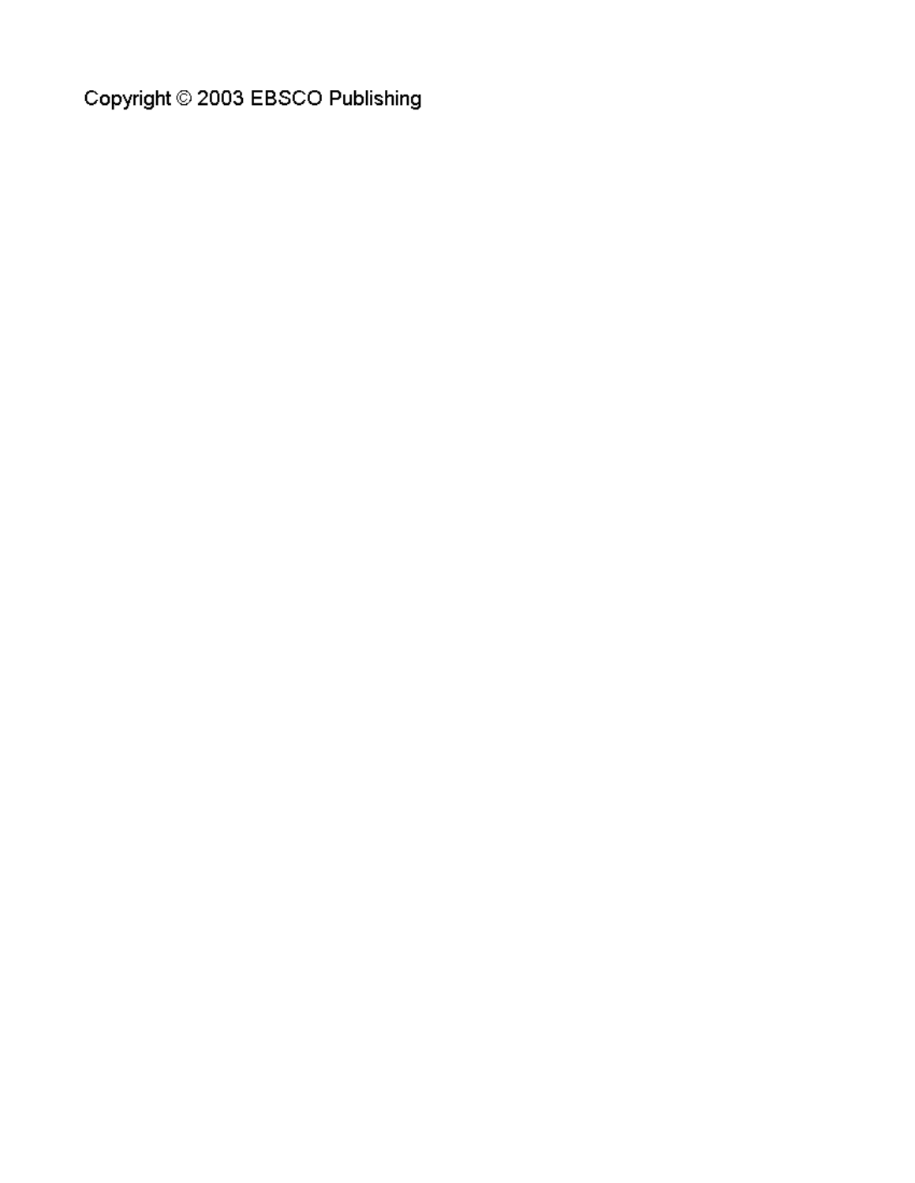Copyright © 2003 EBSCO Publishing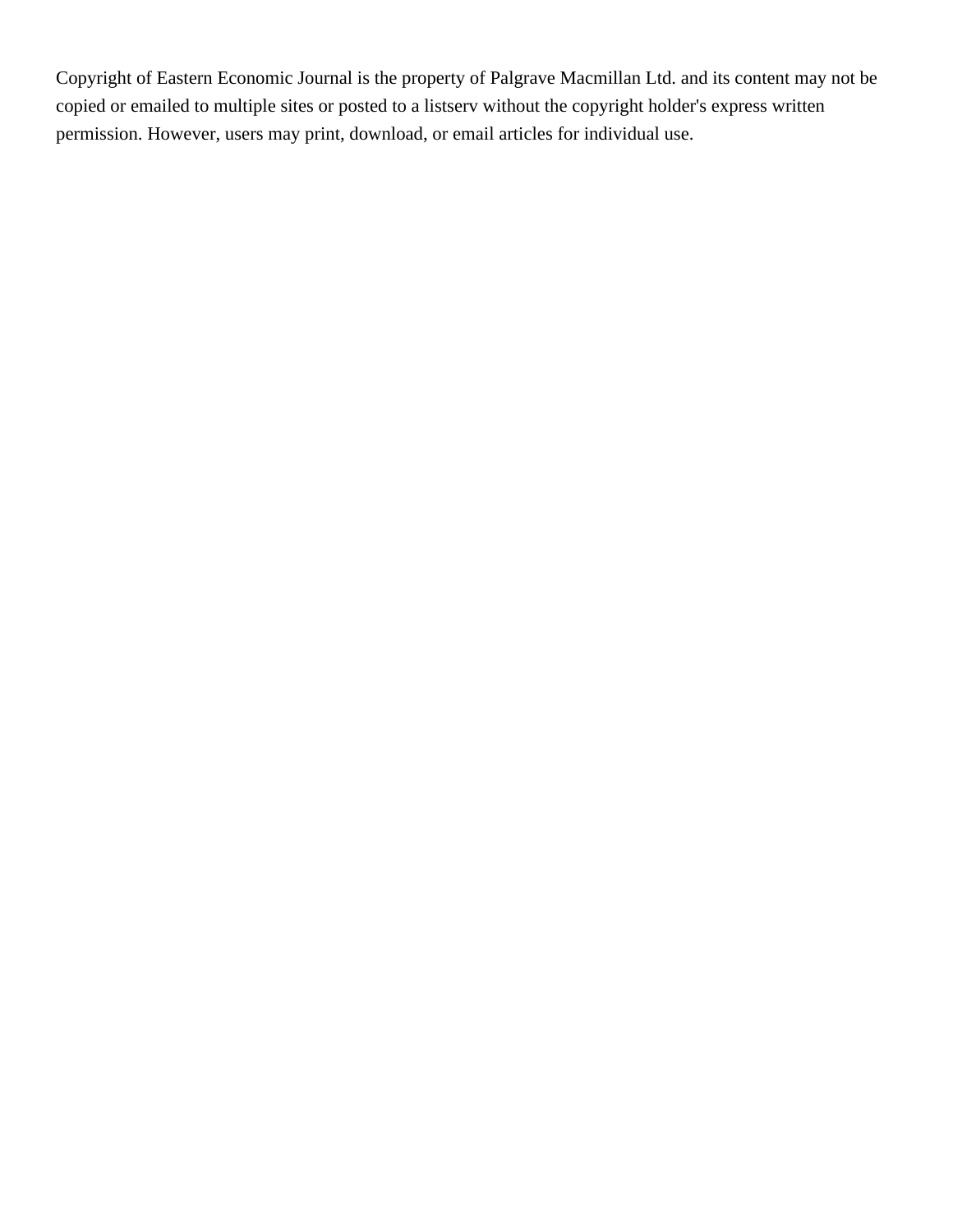Copyright of Eastern Economic Journal is the property of Palgrave Macmillan Ltd. and its content may not be copied or emailed to multiple sites or posted to a listserv without the copyright holder's express written permission. However, users may print, download, or email articles for individual use.